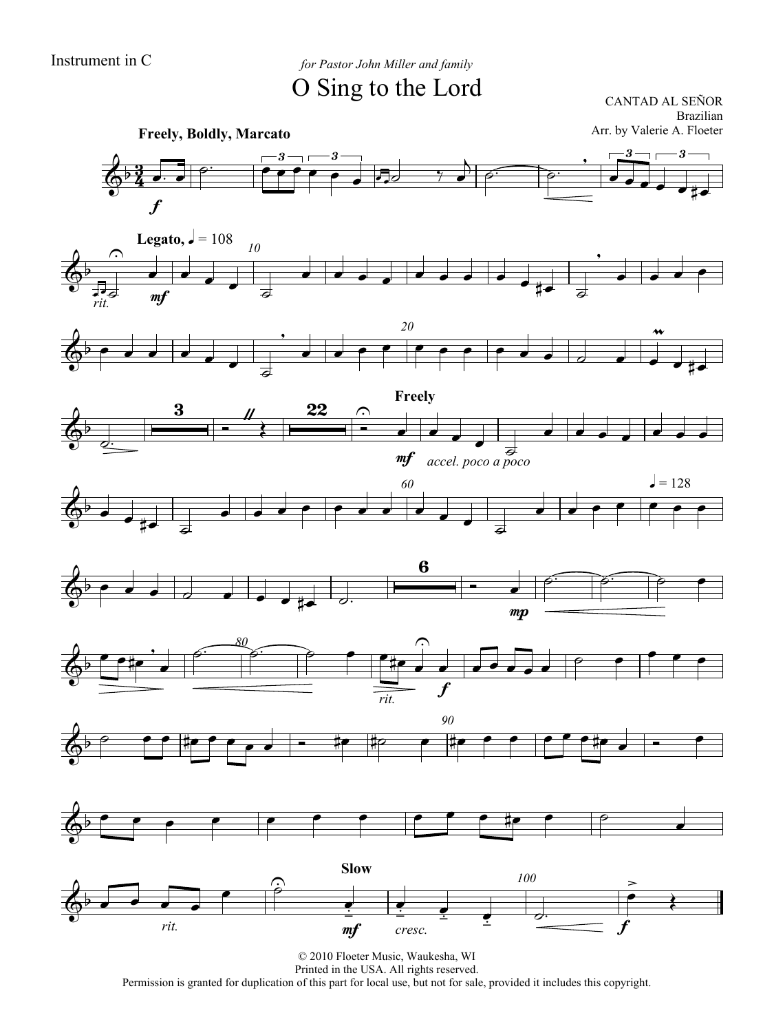Instrument in C

*for Pastor John Miller and family*

# O Sing to the Lord

CANTAD AL SEÑOR
Brazilian
Arr. by Valerie A. Floeter

© 2010 Floeter Music, Waukesha, WI
Printed in the USA. All rights reserved.
Permission is granted for duplication of this part for local use, but not for sale, provided it includes this copyright.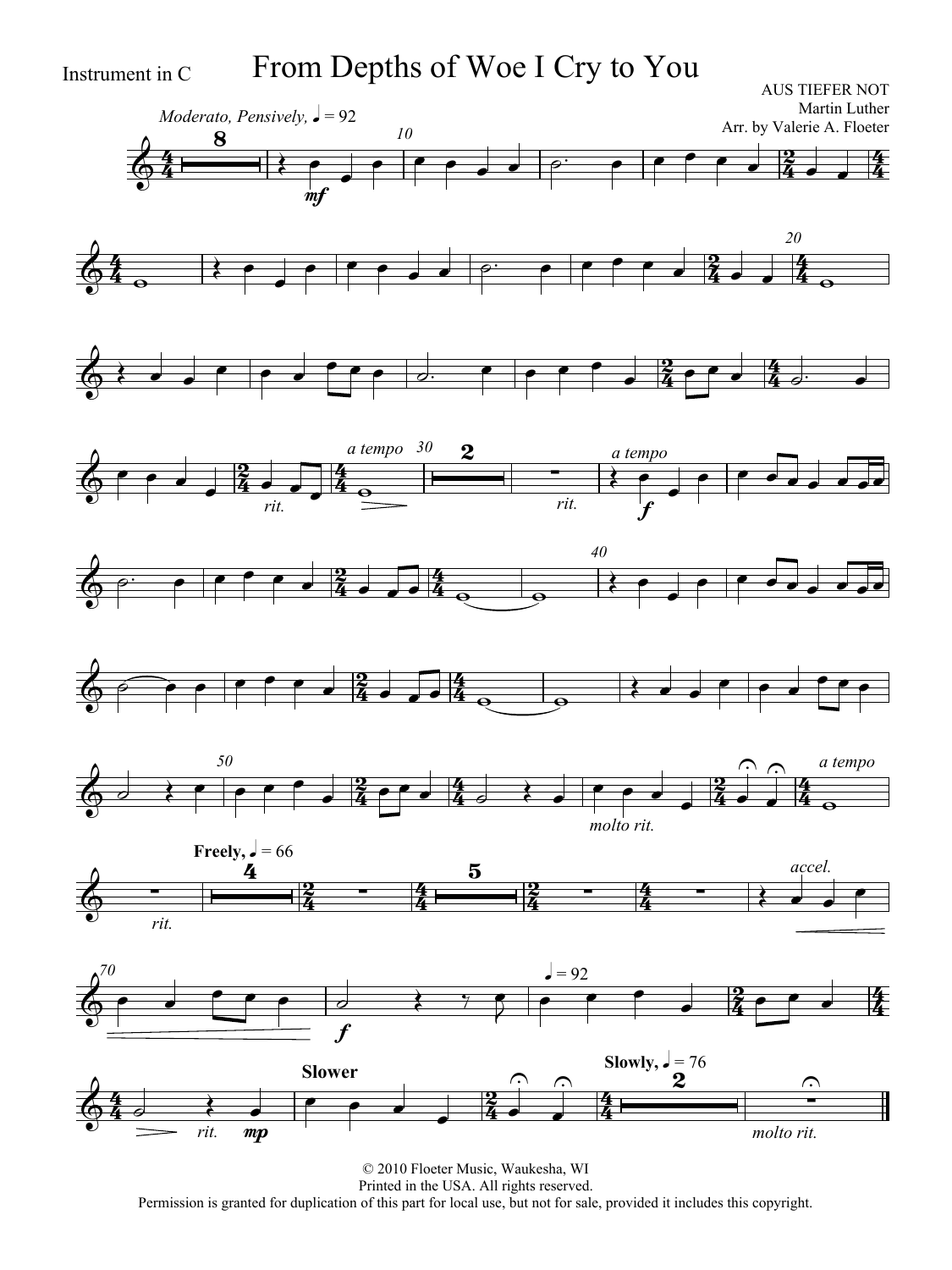Instrument in C

# From Depths of Woe I Cry to You

AUS TIEFER NOT
Martin Luther
Arr. by Valerie A. Floeter

*Moderato, Pensively,* ♩ = 92

© 2010 Floeter Music, Waukesha, WI
Printed in the USA. All rights reserved.
Permission is granted for duplication of this part for local use, but not for sale, provided it includes this copyright.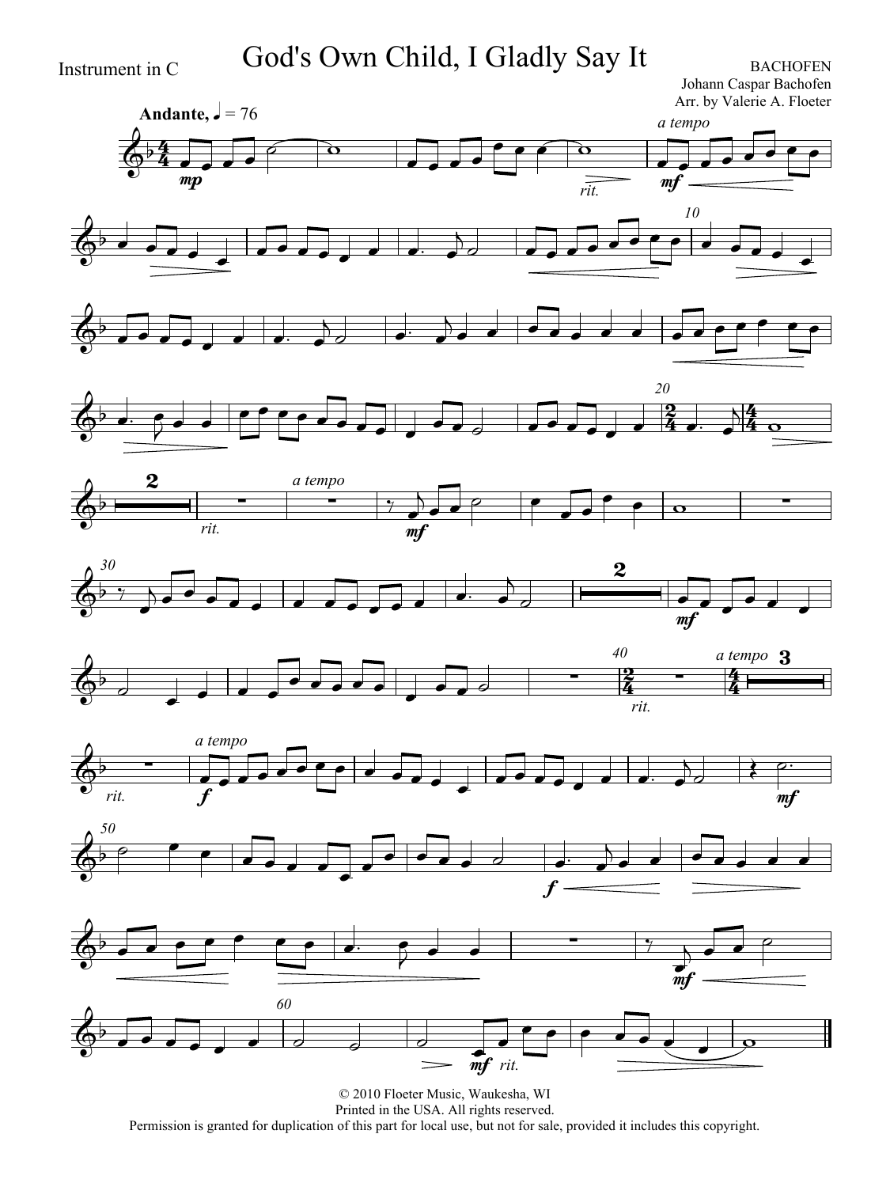Instrument in C

# God's Own Child, I Gladly Say It

BACHOFEN
Johann Caspar Bachofen
Arr. by Valerie A. Floeter

**Andante,** ♩ = 76

© 2010 Floeter Music, Waukesha, WI
Printed in the USA. All rights reserved.
Permission is granted for duplication of this part for local use, but not for sale, provided it includes this copyright.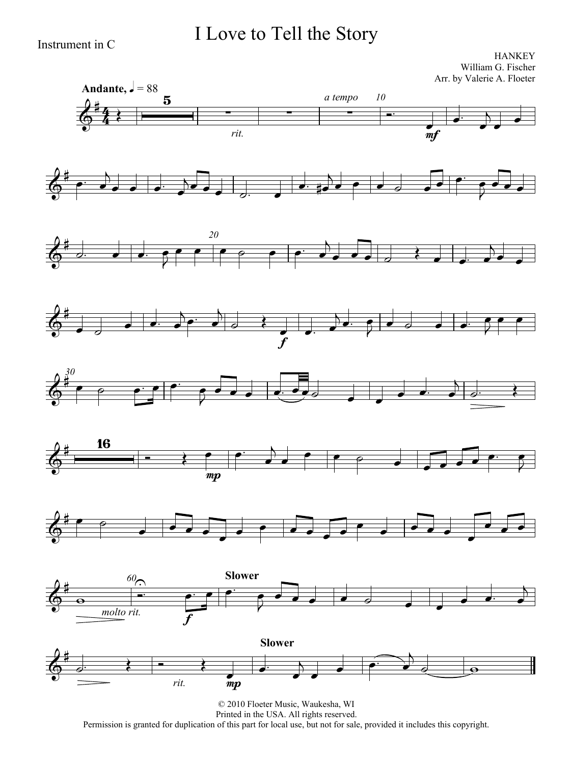Instrument in C

# I Love to Tell the Story

HANKEY
William G. Fischer
Arr. by Valerie A. Floeter

**Andante,** ♩ = 88

© 2010 Floeter Music, Waukesha, WI
Printed in the USA. All rights reserved.
Permission is granted for duplication of this part for local use, but not for sale, provided it includes this copyright.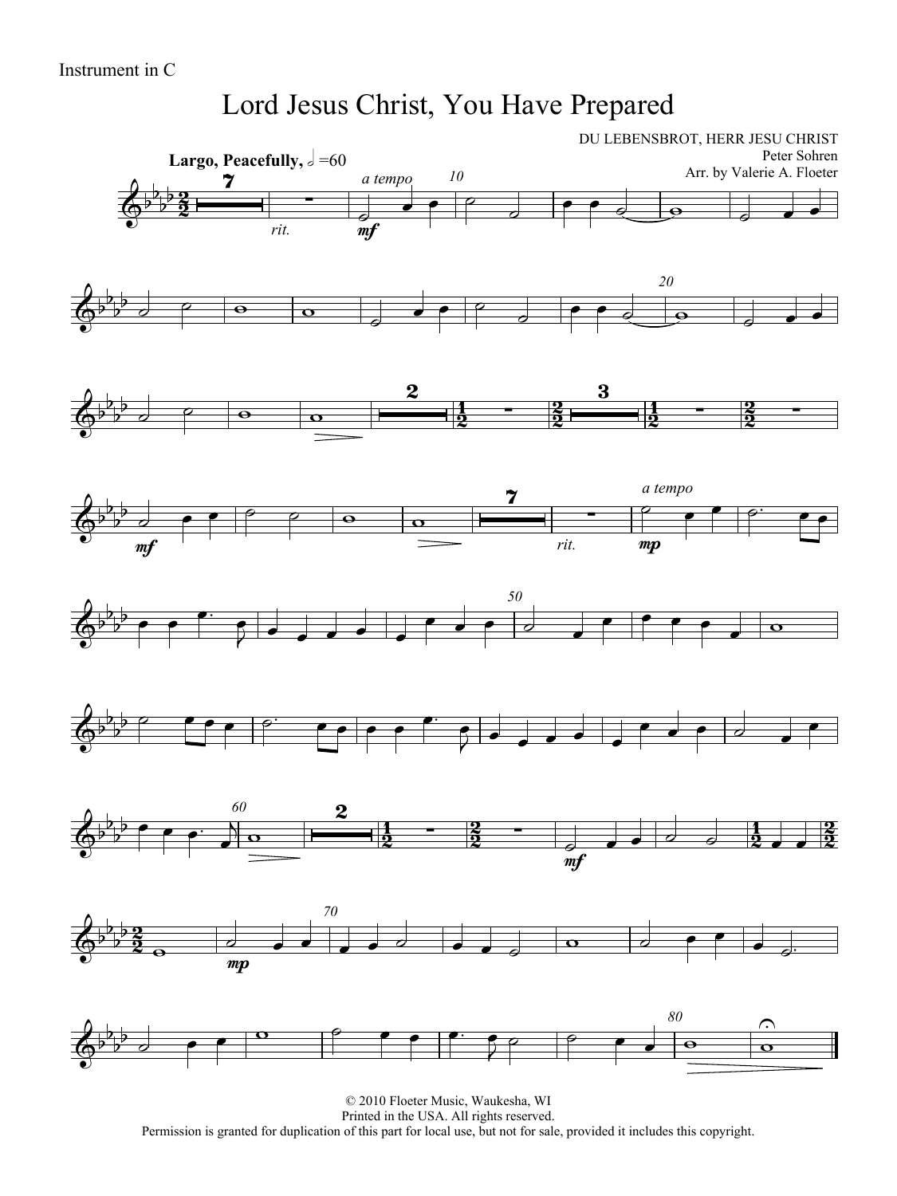Instrument in C

# Lord Jesus Christ, You Have Prepared

DU LEBENSBROT, HERR JESU CHRIST
Peter Sohren
Arr. by Valerie A. Floeter

**Largo, Peacefully,** 𝅗𝅥 =60

© 2010 Floeter Music, Waukesha, WI
Printed in the USA. All rights reserved.
Permission is granted for duplication of this part for local use, but not for sale, provided it includes this copyright.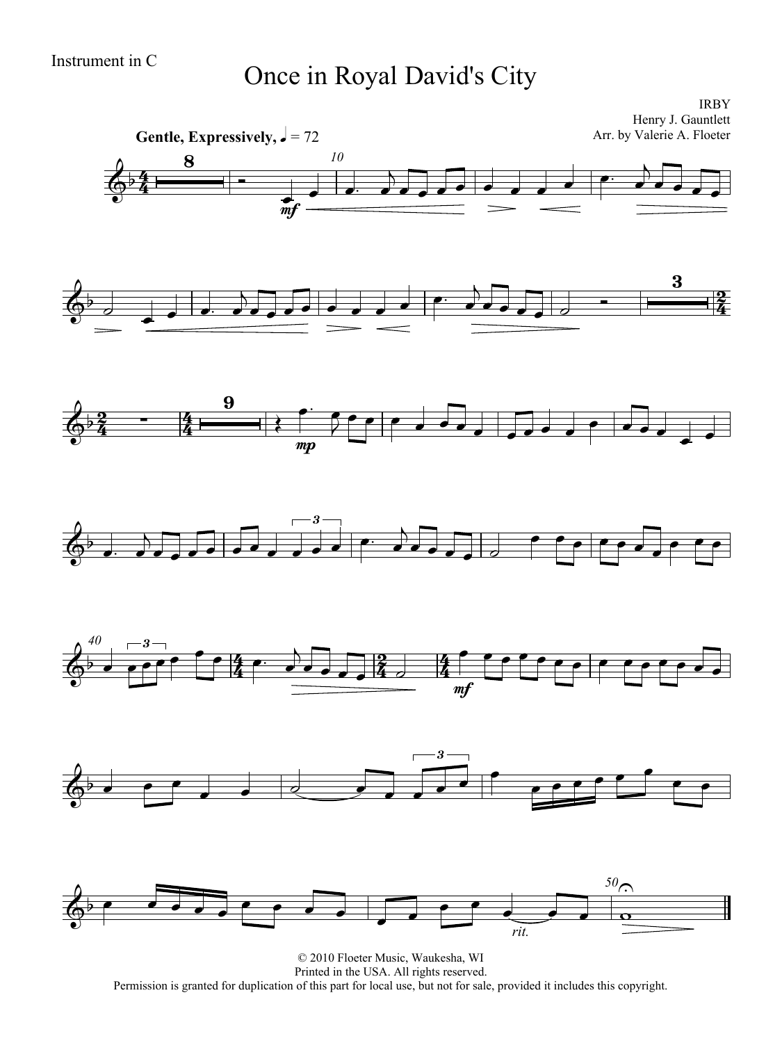Instrument in C

# Once in Royal David's City

IRBY
Henry J. Gauntlett
Arr. by Valerie A. Floeter

**Gentle, Expressively,** ♩ = 72

© 2010 Floeter Music, Waukesha, WI
Printed in the USA. All rights reserved.
Permission is granted for duplication of this part for local use, but not for sale, provided it includes this copyright.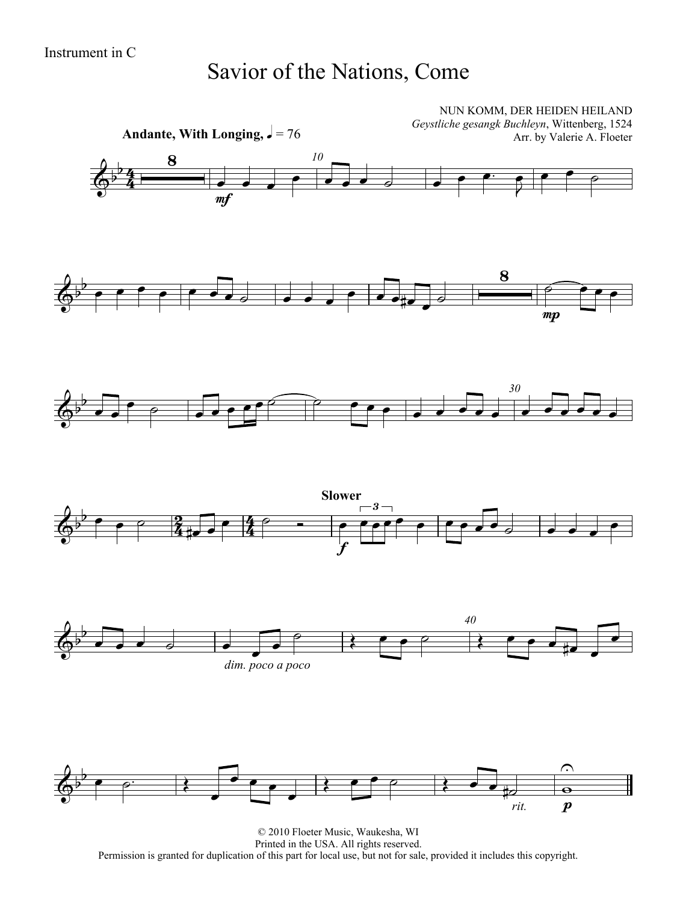Instrument in C

# Savior of the Nations, Come

NUN KOMM, DER HEIDEN HEILAND
*Geystliche gesangk Buchleyn*, Wittenberg, 1524
Arr. by Valerie A. Floeter

**Andante, With Longing,** ♩ = 76

© 2010 Floeter Music, Waukesha, WI
Printed in the USA. All rights reserved.
Permission is granted for duplication of this part for local use, but not for sale, provided it includes this copyright.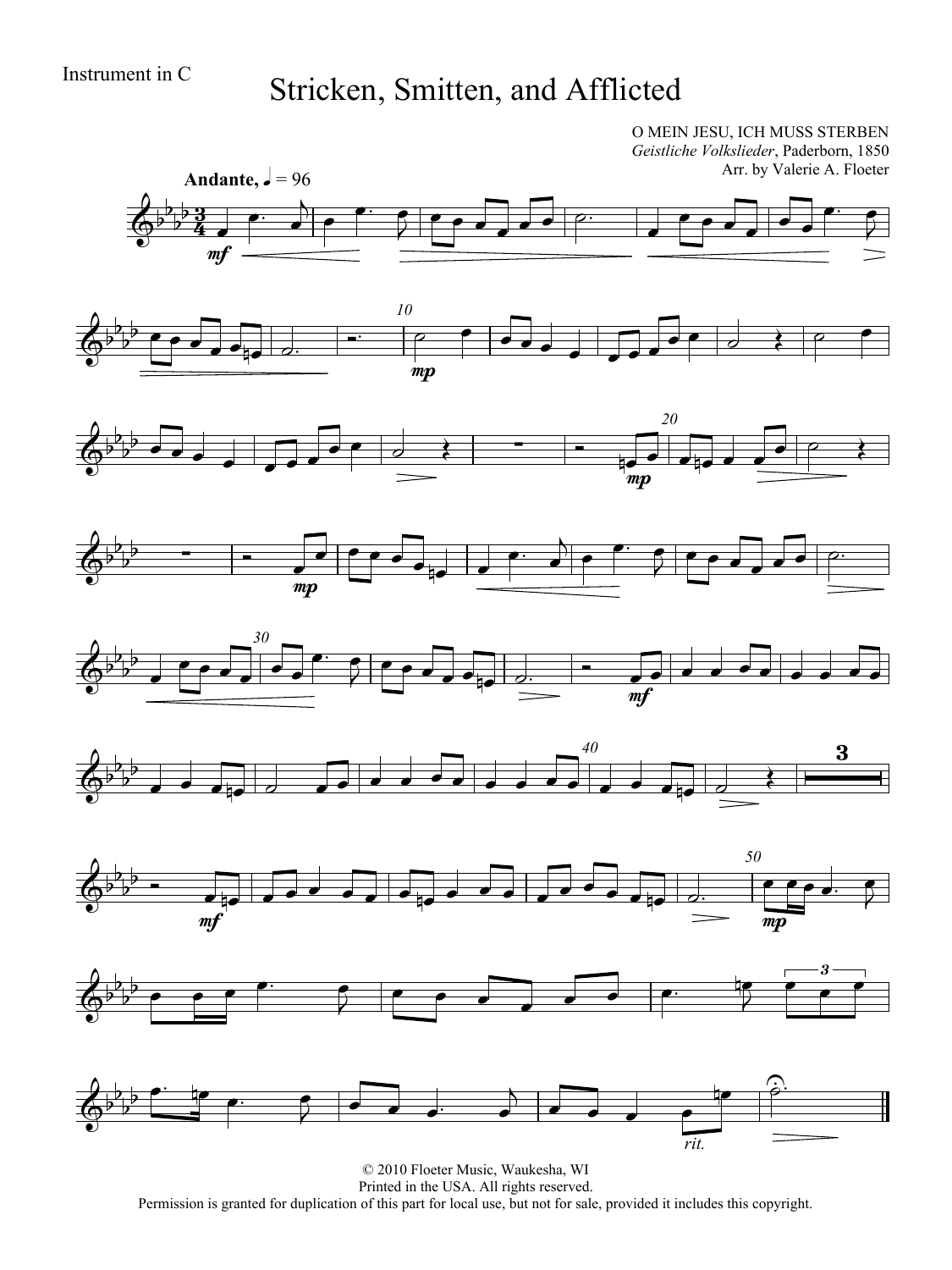Instrument in C

# Stricken, Smitten, and Afflicted

O MEIN JESU, ICH MUSS STERBEN
*Geistliche Volkslieder*, Paderborn, 1850
Arr. by Valerie A. Floeter

**Andante,** ♩ = 96

© 2010 Floeter Music, Waukesha, WI
Printed in the USA. All rights reserved.
Permission is granted for duplication of this part for local use, but not for sale, provided it includes this copyright.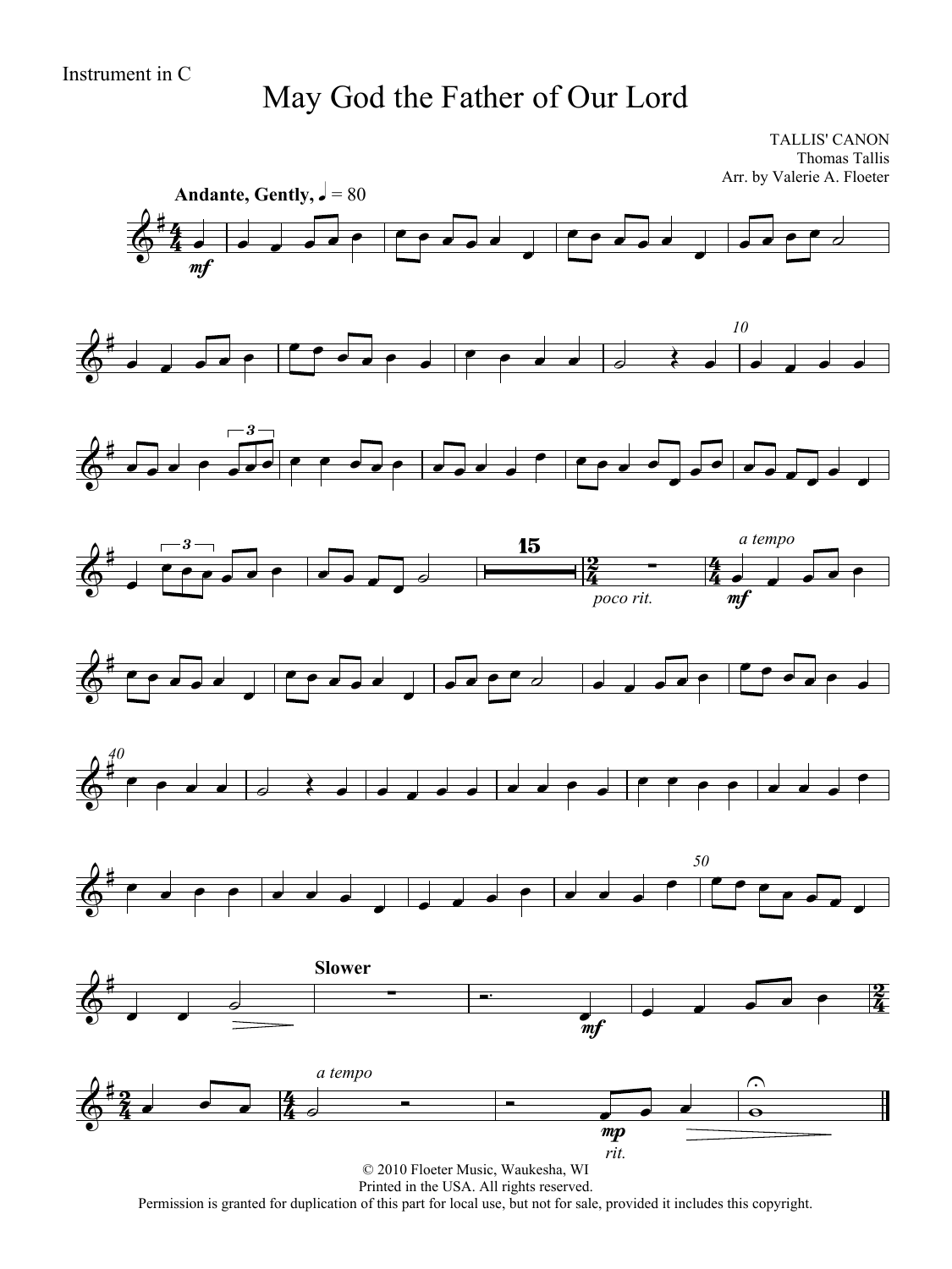Instrument in C

# May God the Father of Our Lord

TALLIS' CANON
Thomas Tallis
Arr. by Valerie A. Floeter

**Andante, Gently,** ♩ = 80

© 2010 Floeter Music, Waukesha, WI
Printed in the USA. All rights reserved.
Permission is granted for duplication of this part for local use, but not for sale, provided it includes this copyright.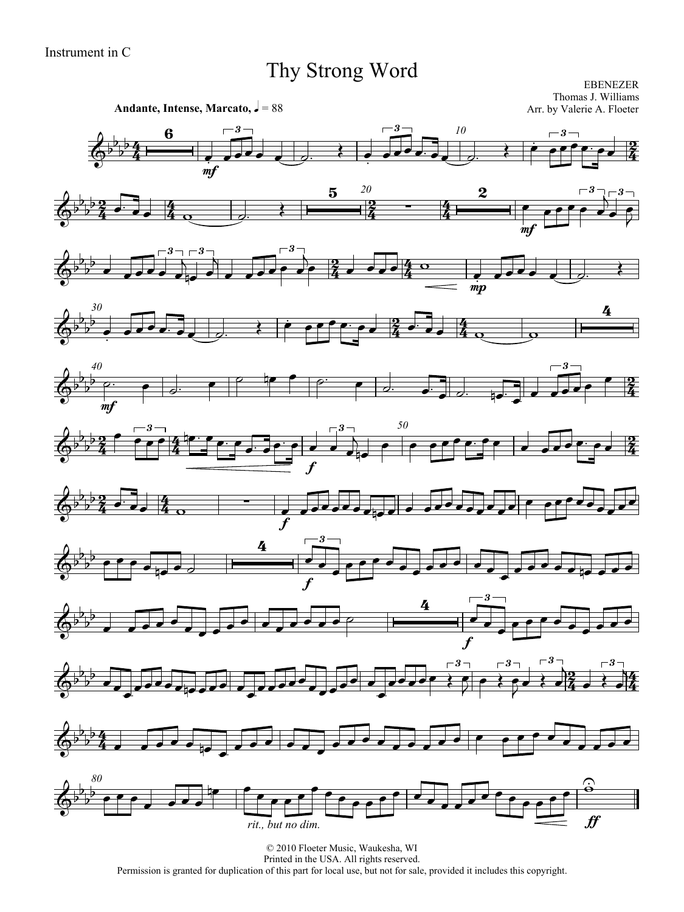Instrument in C

# Thy Strong Word

EBENEZER
Thomas J. Williams
Arr. by Valerie A. Floeter

**Andante, Intense, Marcato,** ♩ = 88

*rit., but no dim.*

© 2010 Floeter Music, Waukesha, WI
Printed in the USA. All rights reserved.
Permission is granted for duplication of this part for local use, but not for sale, provided it includes this copyright.